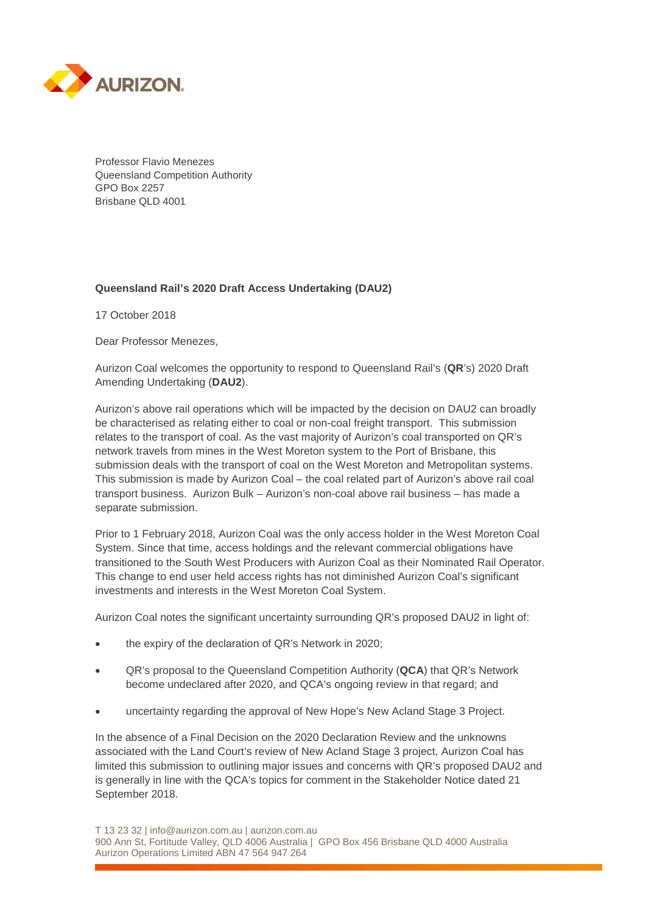Professor Flavio Menezes
Queensland Competition Authority
GPO Box 2257
Brisbane QLD 4001

**Queensland Rail's 2020 Draft Access Undertaking (DAU2)**

17 October 2018

Dear Professor Menezes,

Aurizon Coal welcomes the opportunity to respond to Queensland Rail's (**QR**'s) 2020 Draft Amending Undertaking (**DAU2**).

Aurizon's above rail operations which will be impacted by the decision on DAU2 can broadly be characterised as relating either to coal or non-coal freight transport. This submission relates to the transport of coal. As the vast majority of Aurizon's coal transported on QR's network travels from mines in the West Moreton system to the Port of Brisbane, this submission deals with the transport of coal on the West Moreton and Metropolitan systems. This submission is made by Aurizon Coal – the coal related part of Aurizon's above rail coal transport business. Aurizon Bulk – Aurizon's non-coal above rail business – has made a separate submission.

Prior to 1 February 2018, Aurizon Coal was the only access holder in the West Moreton Coal System. Since that time, access holdings and the relevant commercial obligations have transitioned to the South West Producers with Aurizon Coal as their Nominated Rail Operator. This change to end user held access rights has not diminished Aurizon Coal's significant investments and interests in the West Moreton Coal System.

Aurizon Coal notes the significant uncertainty surrounding QR's proposed DAU2 in light of:

- the expiry of the declaration of QR's Network in 2020;
- QR's proposal to the Queensland Competition Authority (**QCA**) that QR's Network become undeclared after 2020, and QCA's ongoing review in that regard; and
- uncertainty regarding the approval of New Hope's New Acland Stage 3 Project.

In the absence of a Final Decision on the 2020 Declaration Review and the unknowns associated with the Land Court's review of New Acland Stage 3 project, Aurizon Coal has limited this submission to outlining major issues and concerns with QR's proposed DAU2 and is generally in line with the QCA's topics for comment in the Stakeholder Notice dated 21 September 2018.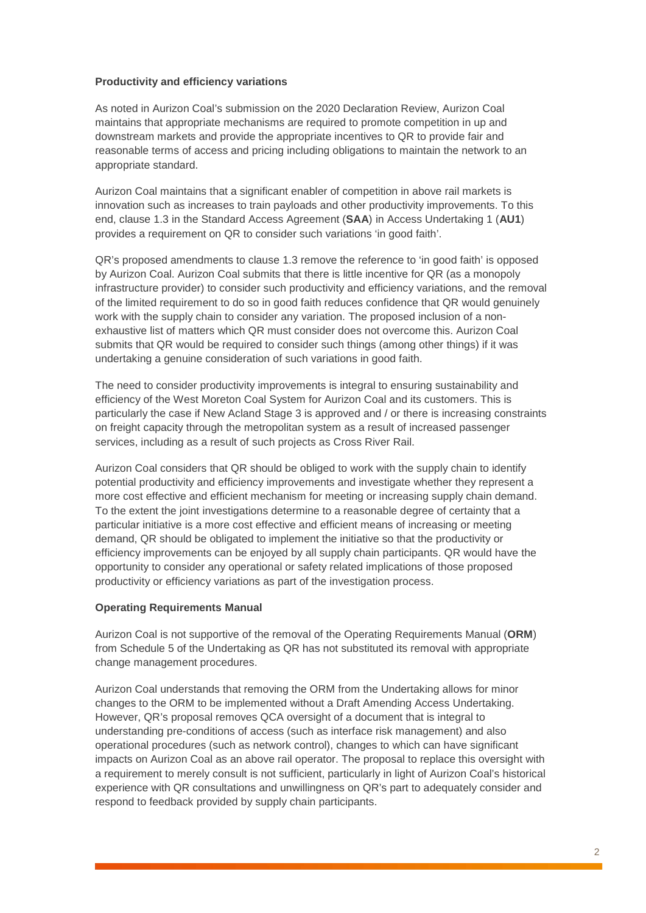**Productivity and efficiency variations**

As noted in Aurizon Coal's submission on the 2020 Declaration Review, Aurizon Coal maintains that appropriate mechanisms are required to promote competition in up and downstream markets and provide the appropriate incentives to QR to provide fair and reasonable terms of access and pricing including obligations to maintain the network to an appropriate standard.

Aurizon Coal maintains that a significant enabler of competition in above rail markets is innovation such as increases to train payloads and other productivity improvements. To this end, clause 1.3 in the Standard Access Agreement (**SAA**) in Access Undertaking 1 (**AU1**) provides a requirement on QR to consider such variations 'in good faith'.

QR's proposed amendments to clause 1.3 remove the reference to 'in good faith' is opposed by Aurizon Coal. Aurizon Coal submits that there is little incentive for QR (as a monopoly infrastructure provider) to consider such productivity and efficiency variations, and the removal of the limited requirement to do so in good faith reduces confidence that QR would genuinely work with the supply chain to consider any variation. The proposed inclusion of a non-exhaustive list of matters which QR must consider does not overcome this. Aurizon Coal submits that QR would be required to consider such things (among other things) if it was undertaking a genuine consideration of such variations in good faith.

The need to consider productivity improvements is integral to ensuring sustainability and efficiency of the West Moreton Coal System for Aurizon Coal and its customers. This is particularly the case if New Acland Stage 3 is approved and / or there is increasing constraints on freight capacity through the metropolitan system as a result of increased passenger services, including as a result of such projects as Cross River Rail.

Aurizon Coal considers that QR should be obliged to work with the supply chain to identify potential productivity and efficiency improvements and investigate whether they represent a more cost effective and efficient mechanism for meeting or increasing supply chain demand. To the extent the joint investigations determine to a reasonable degree of certainty that a particular initiative is a more cost effective and efficient means of increasing or meeting demand, QR should be obligated to implement the initiative so that the productivity or efficiency improvements can be enjoyed by all supply chain participants. QR would have the opportunity to consider any operational or safety related implications of those proposed productivity or efficiency variations as part of the investigation process.

**Operating Requirements Manual**

Aurizon Coal is not supportive of the removal of the Operating Requirements Manual (**ORM**) from Schedule 5 of the Undertaking as QR has not substituted its removal with appropriate change management procedures.

Aurizon Coal understands that removing the ORM from the Undertaking allows for minor changes to the ORM to be implemented without a Draft Amending Access Undertaking. However, QR's proposal removes QCA oversight of a document that is integral to understanding pre-conditions of access (such as interface risk management) and also operational procedures (such as network control), changes to which can have significant impacts on Aurizon Coal as an above rail operator. The proposal to replace this oversight with a requirement to merely consult is not sufficient, particularly in light of Aurizon Coal's historical experience with QR consultations and unwillingness on QR's part to adequately consider and respond to feedback provided by supply chain participants.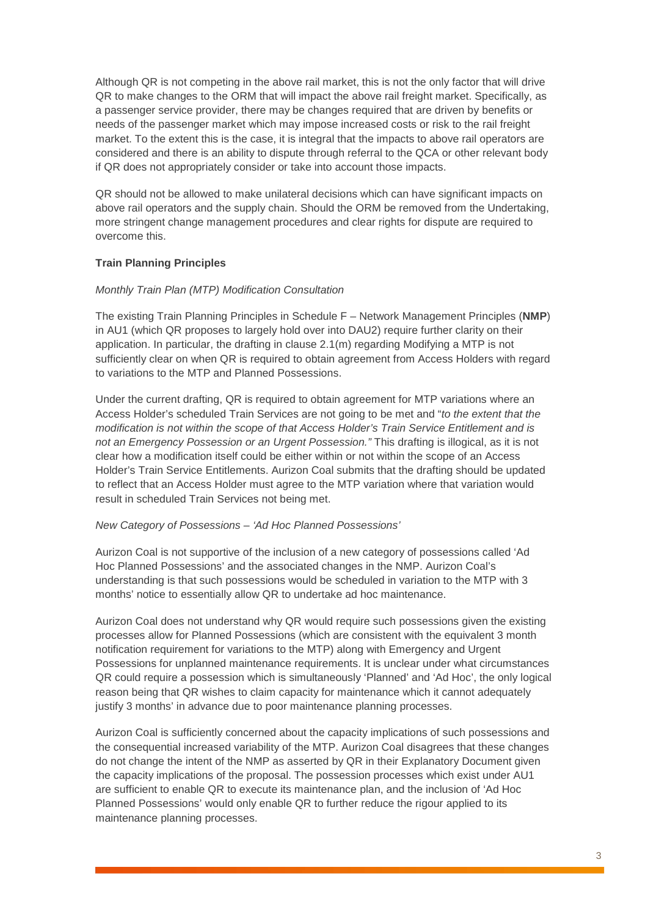Although QR is not competing in the above rail market, this is not the only factor that will drive QR to make changes to the ORM that will impact the above rail freight market. Specifically, as a passenger service provider, there may be changes required that are driven by benefits or needs of the passenger market which may impose increased costs or risk to the rail freight market. To the extent this is the case, it is integral that the impacts to above rail operators are considered and there is an ability to dispute through referral to the QCA or other relevant body if QR does not appropriately consider or take into account those impacts.

QR should not be allowed to make unilateral decisions which can have significant impacts on above rail operators and the supply chain. Should the ORM be removed from the Undertaking, more stringent change management procedures and clear rights for dispute are required to overcome this.

**Train Planning Principles**

*Monthly Train Plan (MTP) Modification Consultation*

The existing Train Planning Principles in Schedule F – Network Management Principles (**NMP**) in AU1 (which QR proposes to largely hold over into DAU2) require further clarity on their application. In particular, the drafting in clause 2.1(m) regarding Modifying a MTP is not sufficiently clear on when QR is required to obtain agreement from Access Holders with regard to variations to the MTP and Planned Possessions.

Under the current drafting, QR is required to obtain agreement for MTP variations where an Access Holder's scheduled Train Services are not going to be met and "*to the extent that the modification is not within the scope of that Access Holder's Train Service Entitlement and is not an Emergency Possession or an Urgent Possession."* This drafting is illogical, as it is not clear how a modification itself could be either within or not within the scope of an Access Holder's Train Service Entitlements. Aurizon Coal submits that the drafting should be updated to reflect that an Access Holder must agree to the MTP variation where that variation would result in scheduled Train Services not being met.

*New Category of Possessions – 'Ad Hoc Planned Possessions'*

Aurizon Coal is not supportive of the inclusion of a new category of possessions called 'Ad Hoc Planned Possessions' and the associated changes in the NMP. Aurizon Coal's understanding is that such possessions would be scheduled in variation to the MTP with 3 months' notice to essentially allow QR to undertake ad hoc maintenance.

Aurizon Coal does not understand why QR would require such possessions given the existing processes allow for Planned Possessions (which are consistent with the equivalent 3 month notification requirement for variations to the MTP) along with Emergency and Urgent Possessions for unplanned maintenance requirements. It is unclear under what circumstances QR could require a possession which is simultaneously 'Planned' and 'Ad Hoc', the only logical reason being that QR wishes to claim capacity for maintenance which it cannot adequately justify 3 months' in advance due to poor maintenance planning processes.

Aurizon Coal is sufficiently concerned about the capacity implications of such possessions and the consequential increased variability of the MTP. Aurizon Coal disagrees that these changes do not change the intent of the NMP as asserted by QR in their Explanatory Document given the capacity implications of the proposal. The possession processes which exist under AU1 are sufficient to enable QR to execute its maintenance plan, and the inclusion of 'Ad Hoc Planned Possessions' would only enable QR to further reduce the rigour applied to its maintenance planning processes.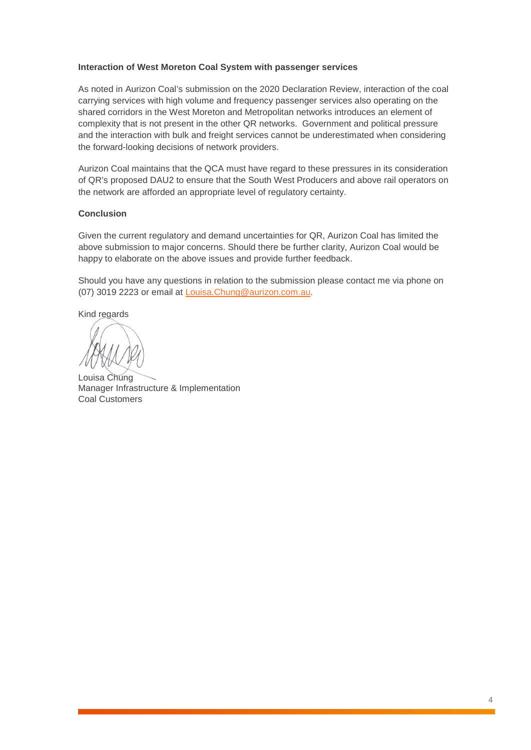**Interaction of West Moreton Coal System with passenger services**

As noted in Aurizon Coal's submission on the 2020 Declaration Review, interaction of the coal carrying services with high volume and frequency passenger services also operating on the shared corridors in the West Moreton and Metropolitan networks introduces an element of complexity that is not present in the other QR networks. Government and political pressure and the interaction with bulk and freight services cannot be underestimated when considering the forward-looking decisions of network providers.

Aurizon Coal maintains that the QCA must have regard to these pressures in its consideration of QR's proposed DAU2 to ensure that the South West Producers and above rail operators on the network are afforded an appropriate level of regulatory certainty.

**Conclusion**

Given the current regulatory and demand uncertainties for QR, Aurizon Coal has limited the above submission to major concerns. Should there be further clarity, Aurizon Coal would be happy to elaborate on the above issues and provide further feedback.

Should you have any questions in relation to the submission please contact me via phone on (07) 3019 2223 or email at Louisa.Chung@aurizon.com.au.

Kind regards

Louisa Chung
Manager Infrastructure & Implementation
Coal Customers